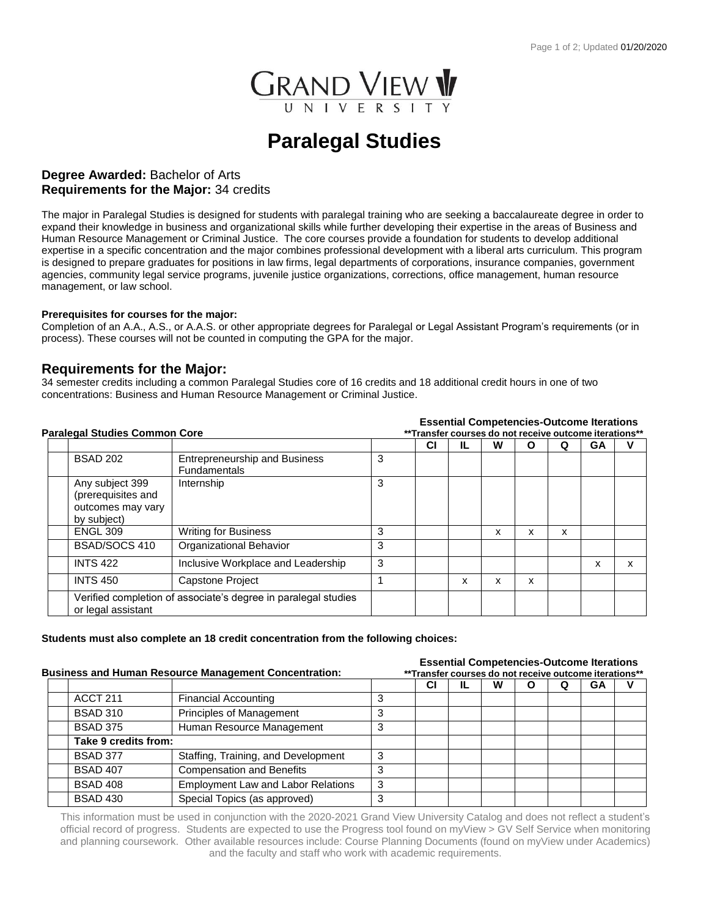# Paralegal Studies

**Degree Awarded:** Bachelor of Arts
**Requirements for the Major:** 34 credits

The major in Paralegal Studies is designed for students with paralegal training who are seeking a baccalaureate degree in order to expand their knowledge in business and organizational skills while further developing their expertise in the areas of Business and Human Resource Management or Criminal Justice. The core courses provide a foundation for students to develop additional expertise in a specific concentration and the major combines professional development with a liberal arts curriculum. This program is designed to prepare graduates for positions in law firms, legal departments of corporations, insurance companies, government agencies, community legal service programs, juvenile justice organizations, corrections, office management, human resource management, or law school.

**Prerequisites for courses for the major:**
Completion of an A.A., A.S., or A.A.S. or other appropriate degrees for Paralegal or Legal Assistant Program's requirements (or in process). These courses will not be counted in computing the GPA for the major.

## Requirements for the Major:

34 semester credits including a common Paralegal Studies core of 16 credits and 18 additional credit hours in one of two concentrations: Business and Human Resource Management or Criminal Justice.

**Paralegal Studies Common Core**

**Essential Competencies-Outcome Iterations**
**\*\*Transfer courses do not receive outcome iterations\*\***

| | | | | CI | IL | W | O | Q | GA | V |
|---|---|---|---|---|---|---|---|---|---|---|
| | BSAD 202 | Entrepreneurship and Business Fundamentals | 3 | | | | | | | |
| | Any subject 399 (prerequisites and outcomes may vary by subject) | Internship | 3 | | | | | | | |
| | ENGL 309 | Writing for Business | 3 | | | x | x | x | | |
| | BSAD/SOCS 410 | Organizational Behavior | 3 | | | | | | | |
| | INTS 422 | Inclusive Workplace and Leadership | 3 | | | | | | x | x |
| | INTS 450 | Capstone Project | 1 | | x | x | x | | | |
| | Verified completion of associate's degree in paralegal studies or legal assistant | | | | | | | | | |

**Students must also complete an 18 credit concentration from the following choices:**

**Business and Human Resource Management Concentration:**

**Essential Competencies-Outcome Iterations**
**\*\*Transfer courses do not receive outcome iterations\*\***

| | | | | CI | IL | W | O | Q | GA | V |
|---|---|---|---|---|---|---|---|---|---|---|
| | ACCT 211 | Financial Accounting | 3 | | | | | | | |
| | BSAD 310 | Principles of Management | 3 | | | | | | | |
| | BSAD 375 | Human Resource Management | 3 | | | | | | | |
| | **Take 9 credits from:** | | | | | | | | | |
| | BSAD 377 | Staffing, Training, and Development | 3 | | | | | | | |
| | BSAD 407 | Compensation and Benefits | 3 | | | | | | | |
| | BSAD 408 | Employment Law and Labor Relations | 3 | | | | | | | |
| | BSAD 430 | Special Topics (as approved) | 3 | | | | | | | |

This information must be used in conjunction with the 2020-2021 Grand View University Catalog and does not reflect a student's official record of progress. Students are expected to use the Progress tool found on myView > GV Self Service when monitoring and planning coursework. Other available resources include: Course Planning Documents (found on myView under Academics) and the faculty and staff who work with academic requirements.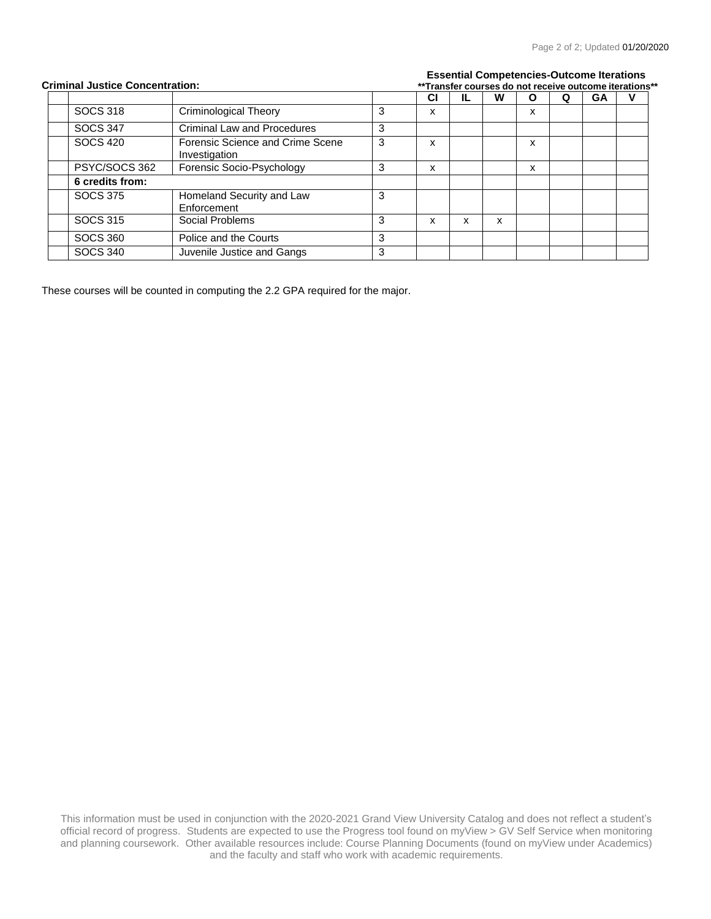**Criminal Justice Concentration:**

**Essential Competencies-Outcome Iterations**
****Transfer courses do not receive outcome iterations****

| | | | | CI | IL | W | O | Q | GA | V |
|---|---|---|---|---|---|---|---|---|---|---|
| | SOCS 318 | Criminological Theory | 3 | x | | | x | | | |
| | SOCS 347 | Criminal Law and Procedures | 3 | | | | | | | |
| | SOCS 420 | Forensic Science and Crime Scene Investigation | 3 | x | | | x | | | |
| | PSYC/SOCS 362 | Forensic Socio-Psychology | 3 | x | | | x | | | |
| | **6 credits from:** | | | | | | | | | |
| | SOCS 375 | Homeland Security and Law Enforcement | 3 | | | | | | | |
| | SOCS 315 | Social Problems | 3 | x | x | x | | | | |
| | SOCS 360 | Police and the Courts | 3 | | | | | | | |
| | SOCS 340 | Juvenile Justice and Gangs | 3 | | | | | | | |

These courses will be counted in computing the 2.2 GPA required for the major.

This information must be used in conjunction with the 2020-2021 Grand View University Catalog and does not reflect a student's official record of progress. Students are expected to use the Progress tool found on myView > GV Self Service when monitoring and planning coursework. Other available resources include: Course Planning Documents (found on myView under Academics) and the faculty and staff who work with academic requirements.